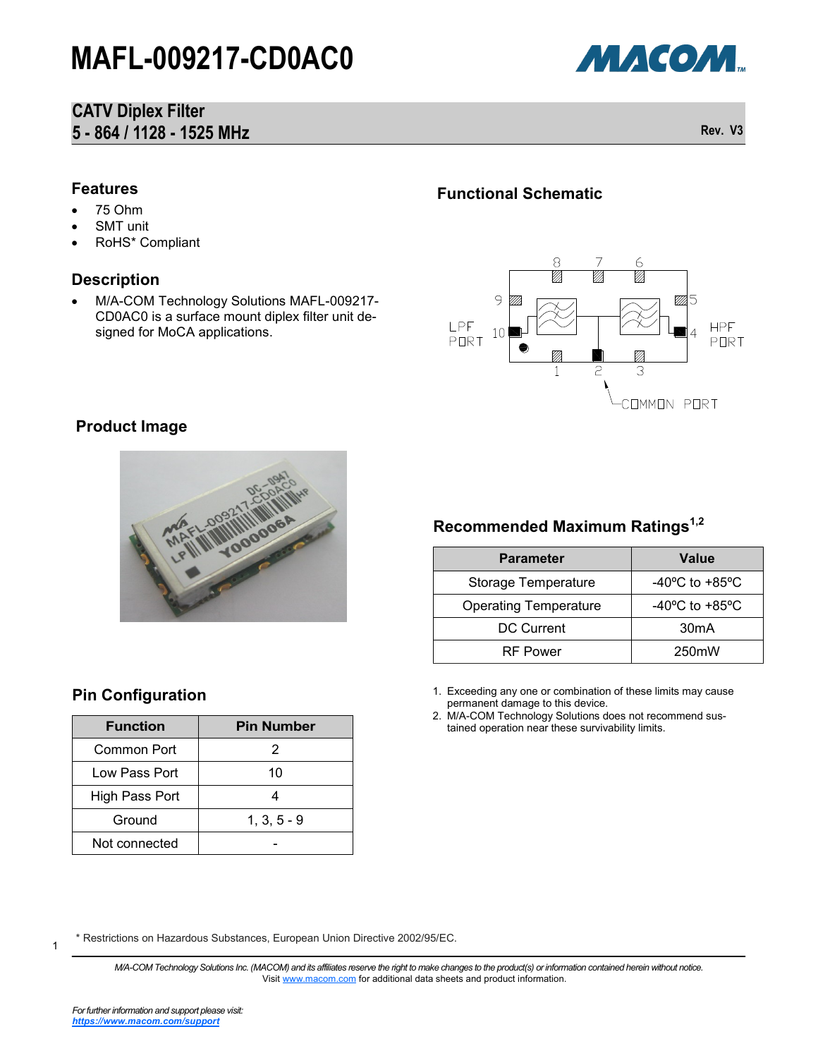# MAFL-009217-CD0AC0

## CATV Diplex Filter
## 5 - 864 / 1128 - 1525 MHz

Rev. V3

### Features

- 75 Ohm
- SMT unit
- RoHS* Compliant

### Description

- M/A-COM Technology Solutions MAFL-009217-CD0AC0 is a surface mount diplex filter unit designed for MoCA applications.

### Functional Schematic

### Product Image

### Pin Configuration

| Function | Pin Number |
|---|---|
| Common Port | 2 |
| Low Pass Port | 10 |
| High Pass Port | 4 |
| Ground | 1, 3, 5 - 9 |
| Not connected | - |

### Recommended Maximum Ratings[1,2]

| Parameter | Value |
|---|---|
| Storage Temperature | -40ºC to +85ºC |
| Operating Temperature | -40ºC to +85ºC |
| DC Current | 30mA |
| RF Power | 250mW |

1. Exceeding any one or combination of these limits may cause permanent damage to this device.
2. M/A-COM Technology Solutions does not recommend sustained operation near these survivability limits.

\* Restrictions on Hazardous Substances, European Union Directive 2002/95/EC.

*M/A-COM Technology Solutions Inc. (MACOM) and its affiliates reserve the right to make changes to the product(s) or information contained herein without notice.*
Visit www.macom.com for additional data sheets and product information.

*For further information and support please visit:*
***https://www.macom.com/support***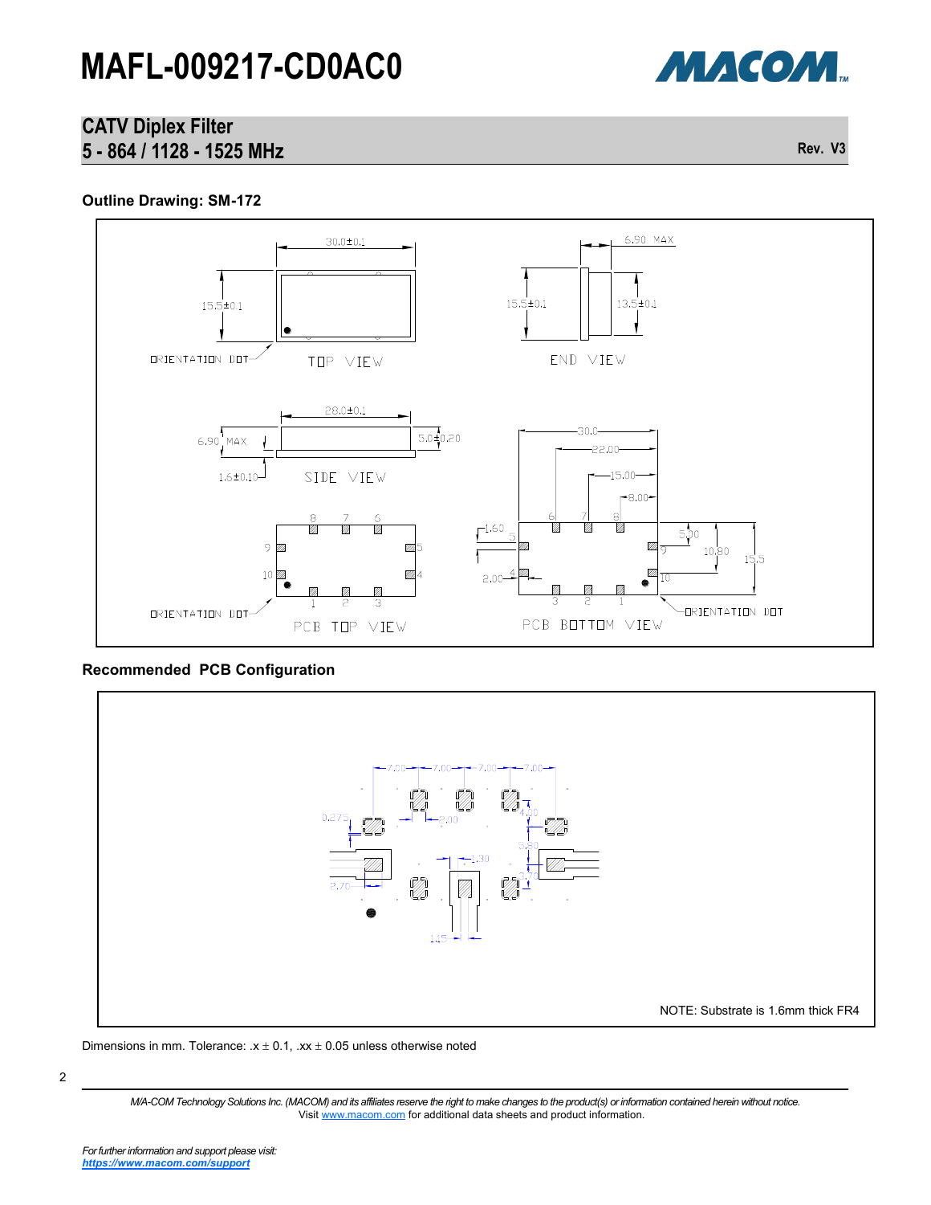# MAFL-009217-CD0AC0

## CATV Diplex Filter
## 5 - 864 / 1128 - 1525 MHz

Rev. V3

### Outline Drawing: SM-172

### Recommended PCB Configuration

NOTE: Substrate is 1.6mm thick FR4

Dimensions in mm. Tolerance: .x ± 0.1, .xx ± 0.05 unless otherwise noted

*M/A-COM Technology Solutions Inc. (MACOM) and its affiliates reserve the right to make changes to the product(s) or information contained herein without notice.*
Visit www.macom.com for additional data sheets and product information.

*For further information and support please visit:*
***https://www.macom.com/support***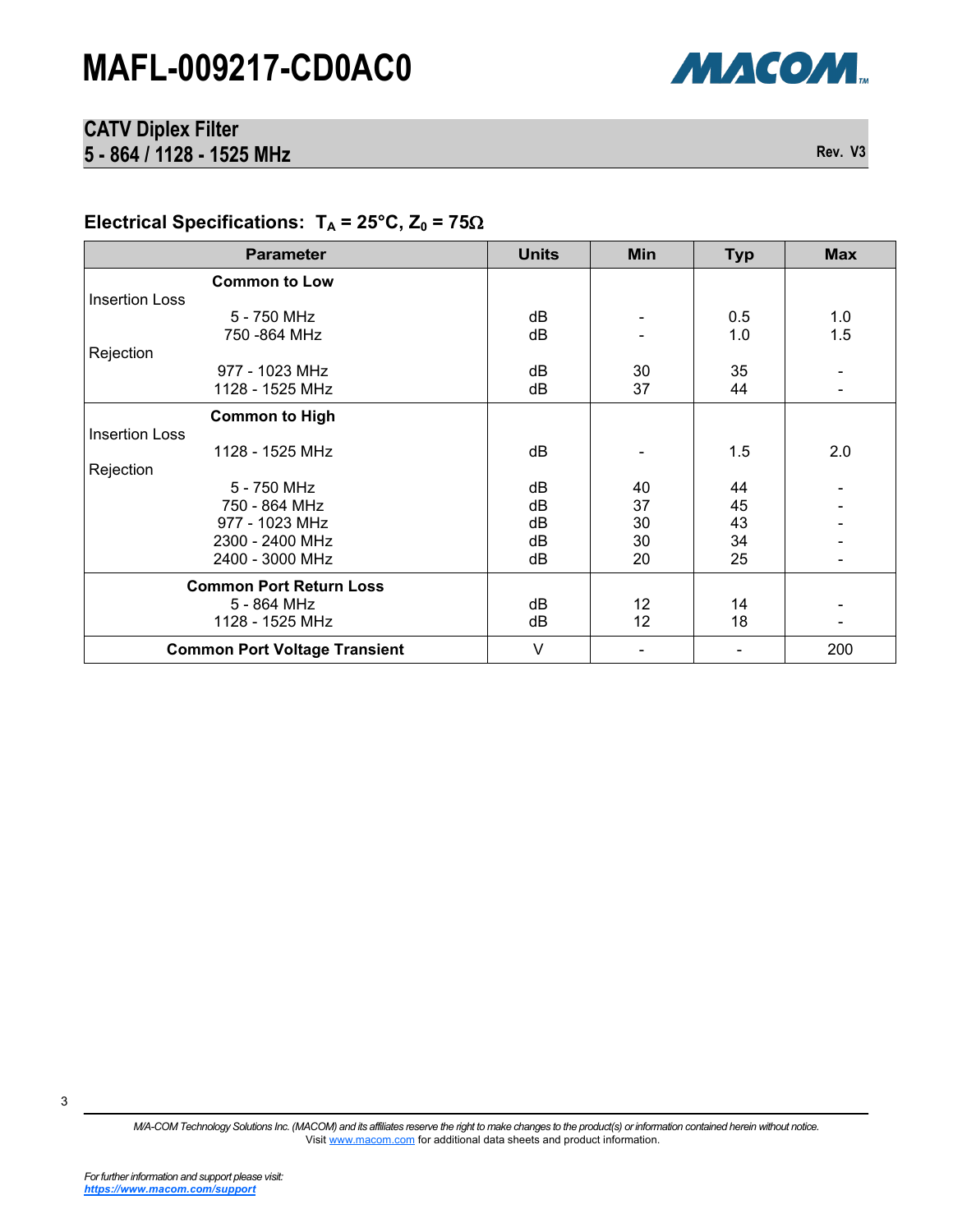# MAFL-009217-CD0AC0

## CATV Diplex Filter
## 5 - 864 / 1128 - 1525 MHz

Rev. V3

### Electrical Specifications: $T_A$ = 25°C, $Z_0$ = 75Ω

| Parameter | Units | Min | Typ | Max |
|---|---|---|---|---|
| **Common to Low** | | | | |
| Insertion Loss | | | | |
| 5 - 750 MHz | dB | - | 0.5 | 1.0 |
| 750 -864 MHz | dB | - | 1.0 | 1.5 |
| Rejection | | | | |
| 977 - 1023 MHz | dB | 30 | 35 | - |
| 1128 - 1525 MHz | dB | 37 | 44 | - |
| **Common to High** | | | | |
| Insertion Loss | | | | |
| 1128 - 1525 MHz | dB | - | 1.5 | 2.0 |
| Rejection | | | | |
| 5 - 750 MHz | dB | 40 | 44 | - |
| 750 - 864 MHz | dB | 37 | 45 | - |
| 977 - 1023 MHz | dB | 30 | 43 | - |
| 2300 - 2400 MHz | dB | 30 | 34 | - |
| 2400 - 3000 MHz | dB | 20 | 25 | - |
| **Common Port Return Loss** | | | | |
| 5 - 864 MHz | dB | 12 | 14 | - |
| 1128 - 1525 MHz | dB | 12 | 18 | - |
| **Common Port Voltage Transient** | V | - | - | 200 |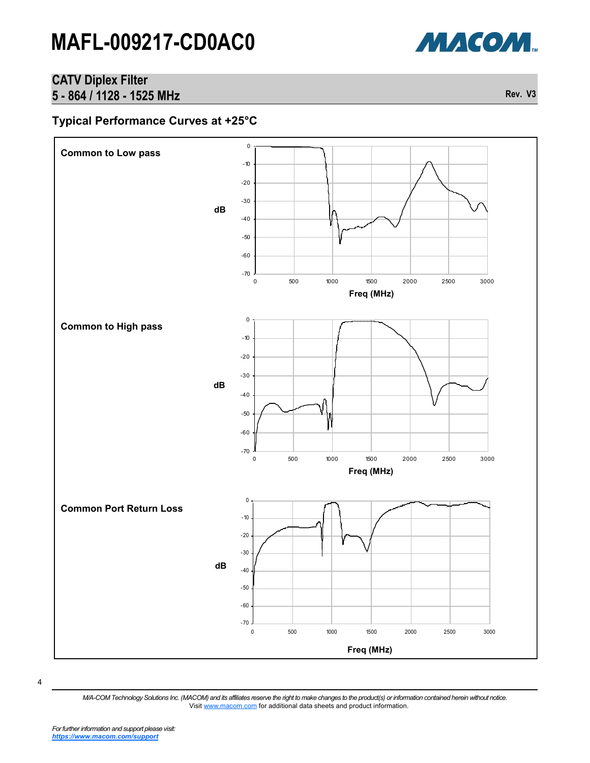# MAFL-009217-CD0AC0

## CATV Diplex Filter
## 5 - 864 / 1128 - 1525 MHz

Rev. V3

### Typical Performance Curves at +25°C

**Common to Low pass**

**Common to High pass**

**Common Port Return Loss**

*M/A-COM Technology Solutions Inc. (MACOM) and its affiliates reserve the right to make changes to the product(s) or information contained herein without notice.*
Visit www.macom.com for additional data sheets and product information.

*For further information and support please visit:*
***https://www.macom.com/support***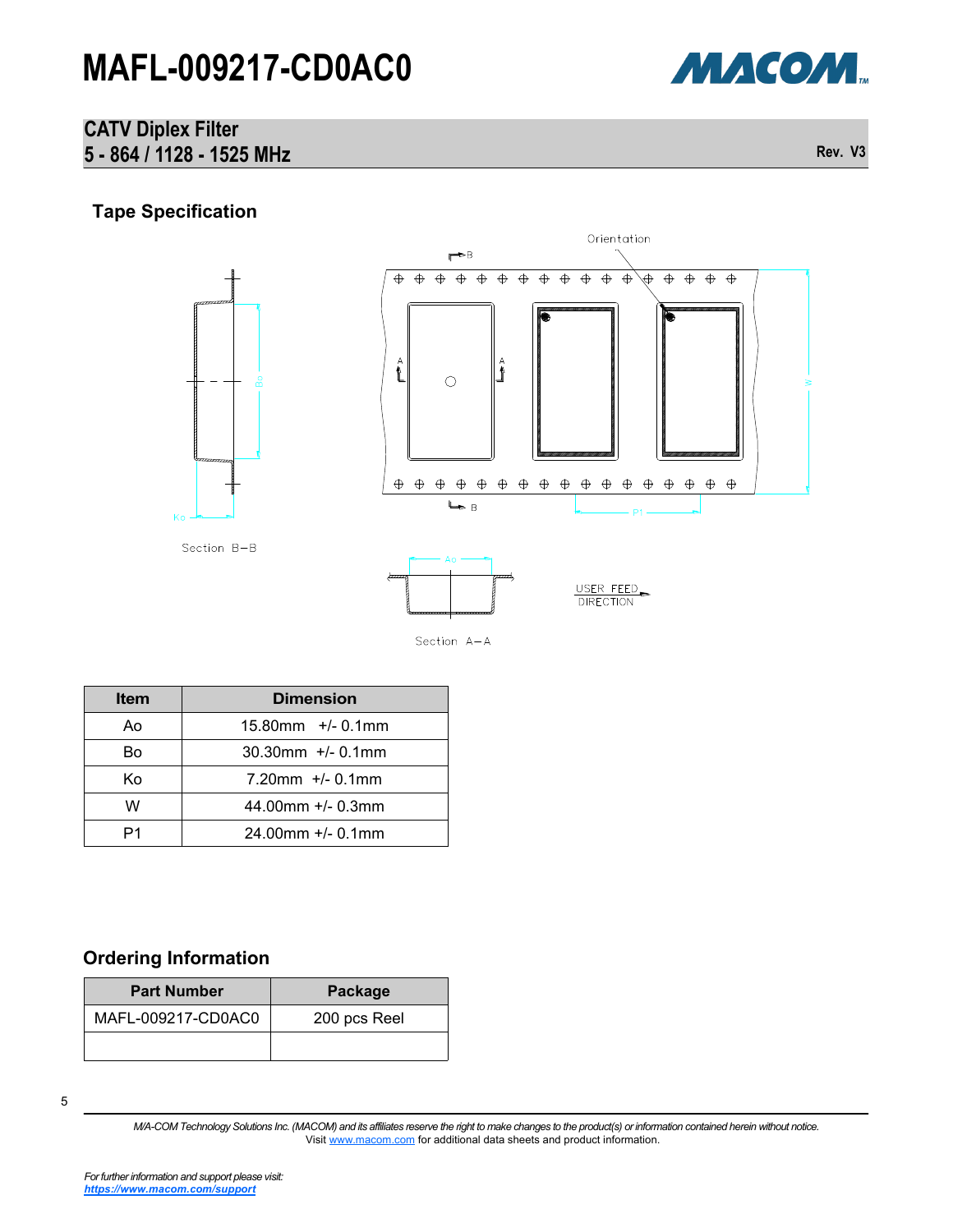## Tape Specification

| Item | Dimension |
|---|---|
| Ao | 15.80mm +/- 0.1mm |
| Bo | 30.30mm +/- 0.1mm |
| Ko | 7.20mm +/- 0.1mm |
| W | 44.00mm +/- 0.3mm |
| P1 | 24.00mm +/- 0.1mm |

## Ordering Information

| Part Number | Package |
|---|---|
| MAFL-009217-CD0AC0 | 200 pcs Reel |
| | |

*M/A-COM Technology Solutions Inc. (MACOM) and its affiliates reserve the right to make changes to the product(s) or information contained herein without notice.*
Visit www.macom.com for additional data sheets and product information.

*For further information and support please visit:*
***https://www.macom.com/support***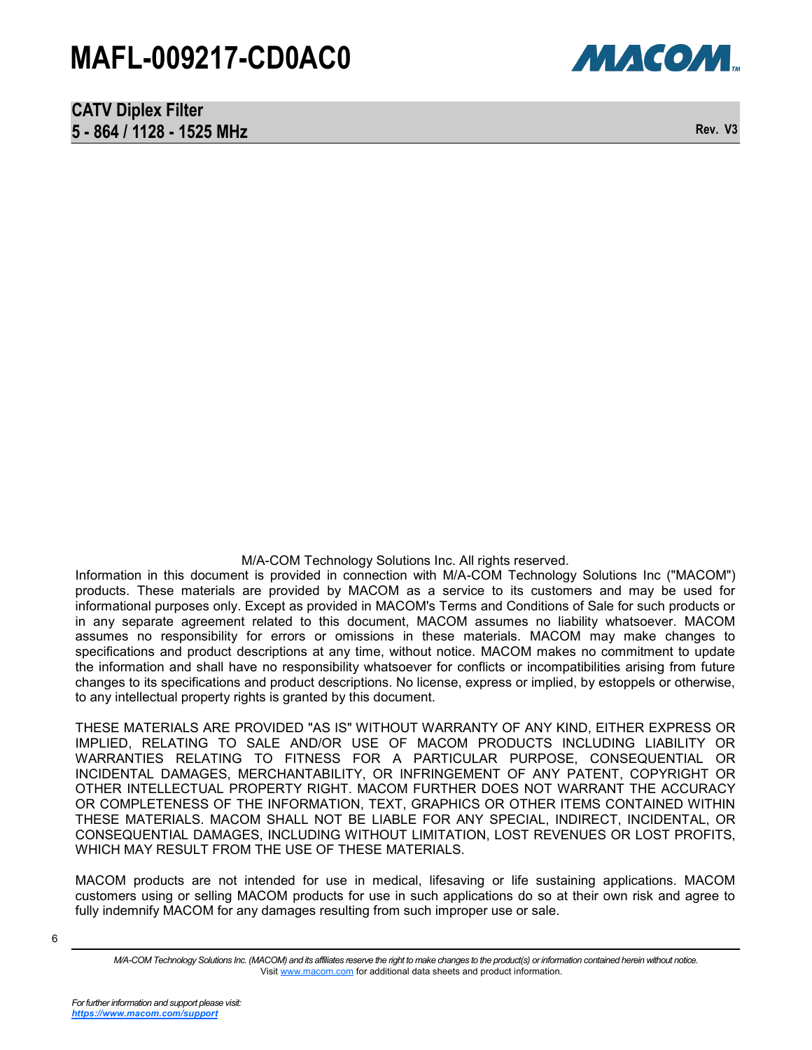M/A-COM Technology Solutions Inc. All rights reserved.

Information in this document is provided in connection with M/A-COM Technology Solutions Inc ("MACOM") products. These materials are provided by MACOM as a service to its customers and may be used for informational purposes only. Except as provided in MACOM's Terms and Conditions of Sale for such products or in any separate agreement related to this document, MACOM assumes no liability whatsoever. MACOM assumes no responsibility for errors or omissions in these materials. MACOM may make changes to specifications and product descriptions at any time, without notice. MACOM makes no commitment to update the information and shall have no responsibility whatsoever for conflicts or incompatibilities arising from future changes to its specifications and product descriptions. No license, express or implied, by estoppels or otherwise, to any intellectual property rights is granted by this document.

THESE MATERIALS ARE PROVIDED "AS IS" WITHOUT WARRANTY OF ANY KIND, EITHER EXPRESS OR IMPLIED, RELATING TO SALE AND/OR USE OF MACOM PRODUCTS INCLUDING LIABILITY OR WARRANTIES RELATING TO FITNESS FOR A PARTICULAR PURPOSE, CONSEQUENTIAL OR INCIDENTAL DAMAGES, MERCHANTABILITY, OR INFRINGEMENT OF ANY PATENT, COPYRIGHT OR OTHER INTELLECTUAL PROPERTY RIGHT. MACOM FURTHER DOES NOT WARRANT THE ACCURACY OR COMPLETENESS OF THE INFORMATION, TEXT, GRAPHICS OR OTHER ITEMS CONTAINED WITHIN THESE MATERIALS. MACOM SHALL NOT BE LIABLE FOR ANY SPECIAL, INDIRECT, INCIDENTAL, OR CONSEQUENTIAL DAMAGES, INCLUDING WITHOUT LIMITATION, LOST REVENUES OR LOST PROFITS, WHICH MAY RESULT FROM THE USE OF THESE MATERIALS.

MACOM products are not intended for use in medical, lifesaving or life sustaining applications. MACOM customers using or selling MACOM products for use in such applications do so at their own risk and agree to fully indemnify MACOM for any damages resulting from such improper use or sale.